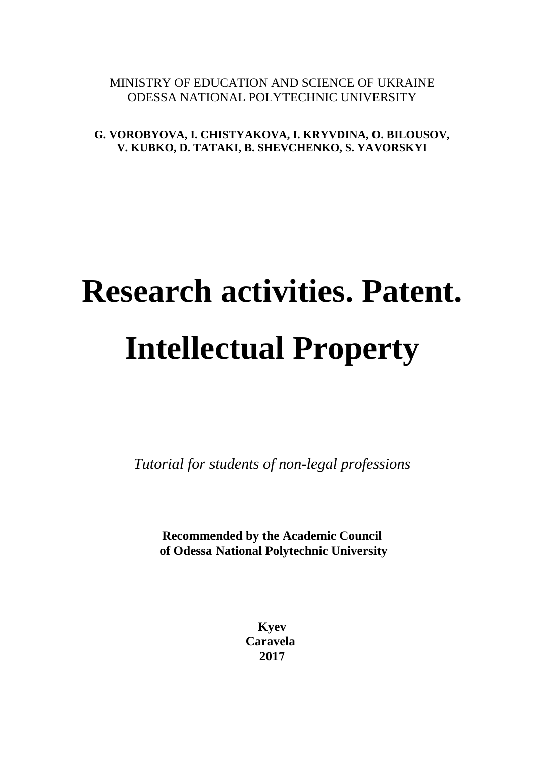MINISTRY OF EDUCATION AND SCIENCE OF UKRAINE
ODESSA NATIONAL POLYTECHNIC UNIVERSITY

**G. VOROBYOVA, I. CHISTYAKOVA, I. KRYVDINA, O. BILOUSOV, V. KUBKO, D. TATAKI, B. SHEVCHENKO, S. YAVORSKYI**

# Research activities. Patent. Intellectual Property

*Tutorial for students of non-legal professions*

**Recommended by the Academic Council of Odessa National Polytechnic University**

**Kyev**
**Caravela**
**2017**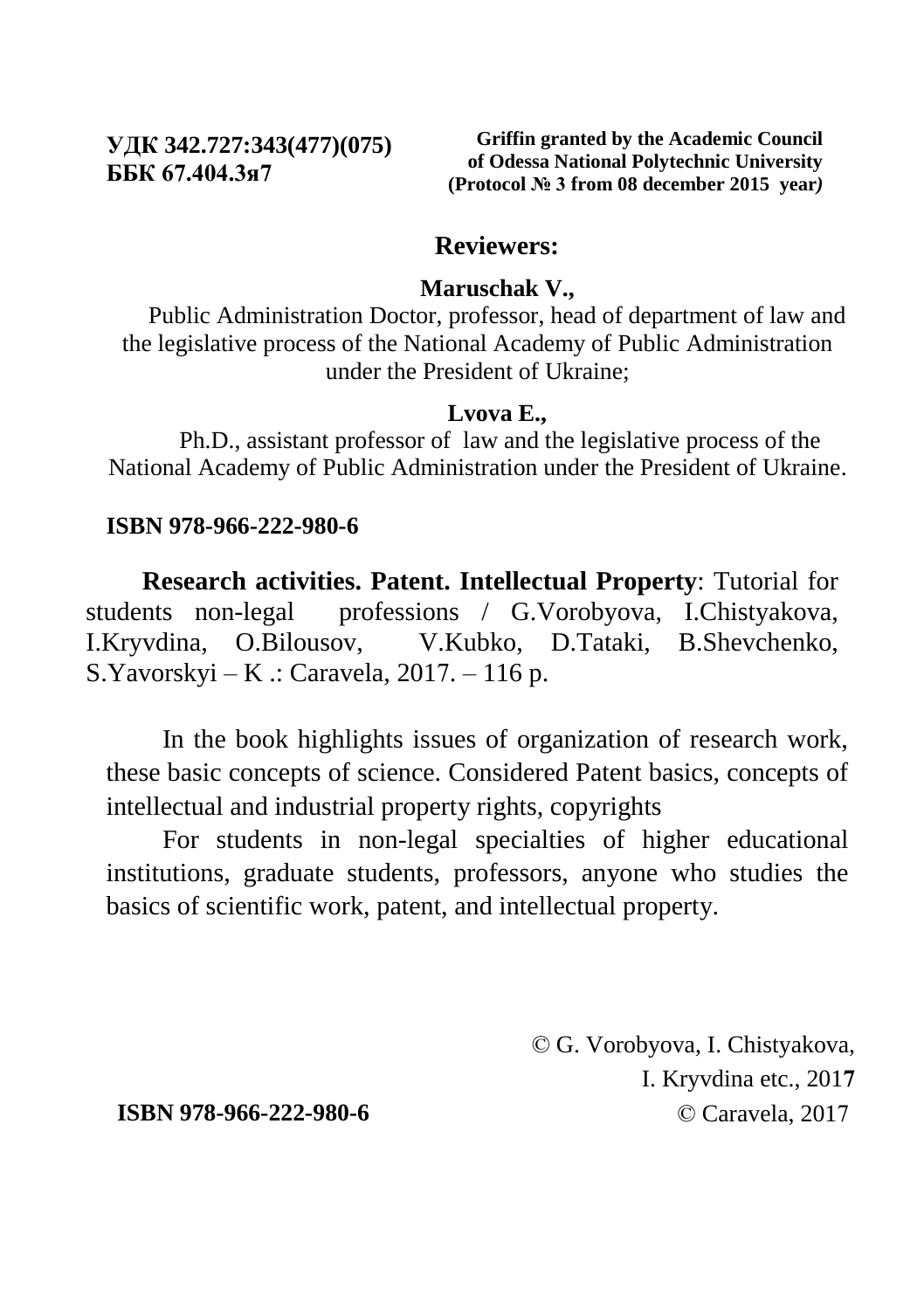**УДК 342.727:343(477)(075)**
**ББК 67.404.3я7**

**Griffin granted by the Academic Council of Odessa National Polytechnic University (Protocol № 3 from 08 december 2015 year)**

**Reviewers:**

**Maruschak V.,**
Public Administration Doctor, professor, head of department of law and the legislative process of the National Academy of Public Administration under the President of Ukraine;

**Lvova E.,**
Ph.D., assistant professor of law and the legislative process of the National Academy of Public Administration under the President of Ukraine.

**ISBN 978-966-222-980-6**

**Research activities. Patent. Intellectual Property**: Tutorial for students non-legal professions / G.Vorobyova, I.Chistyakova, I.Kryvdina, O.Bilousov, V.Kubko, D.Tataki, B.Shevchenko, S.Yavorskyi – K .: Caravela, 2017. – 116 p.

In the book highlights issues of organization of research work, these basic concepts of science. Considered Patent basics, concepts of intellectual and industrial property rights, copyrights

For students in non-legal specialties of higher educational institutions, graduate students, professors, anyone who studies the basics of scientific work, patent, and intellectual property.

© G. Vorobyova, I. Chistyakova, I. Kryvdina etc., 2017

**ISBN 978-966-222-980-6** © Caravela, 2017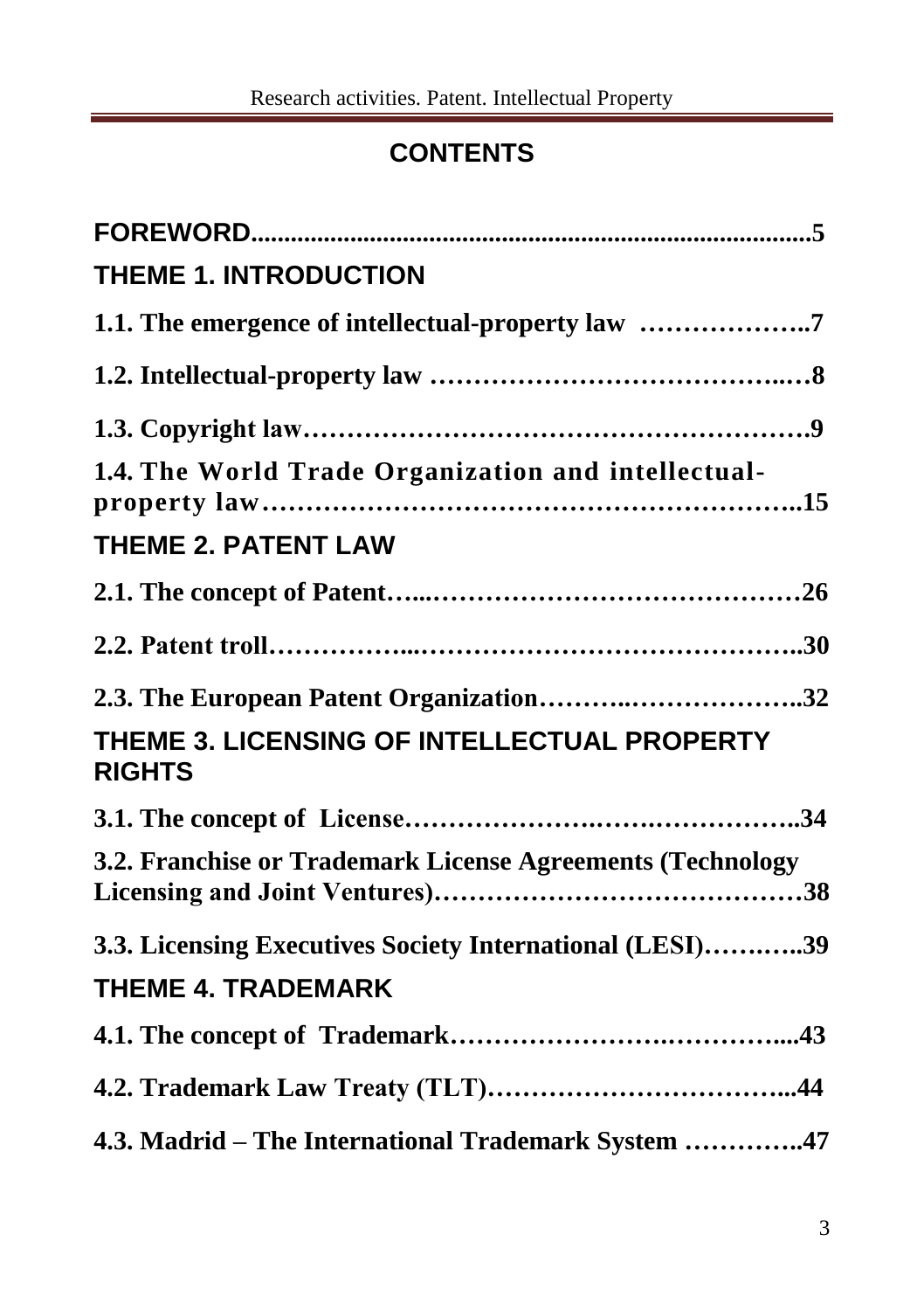# CONTENTS

**FOREWORD**......................................................................................5

**THEME 1. INTRODUCTION**

**1.1. The emergence of intellectual-property law ………………..7**

**1.2. Intellectual-property law ………………………………..…8**

**1.3. Copyright law……………………………………………….9**

**1.4. The World Trade Organization and intellectual-property law……………………………………………………..15**

**THEME 2. PATENT LAW**

**2.1. The concept of Patent…...……………………………………26**

**2.2. Patent troll……………...…………………………………….30**

**2.3. The European Patent Organization………..………………..32**

**THEME 3. LICENSING OF INTELLECTUAL PROPERTY RIGHTS**

**3.1. The concept of License…………………….….…………….34**

**3.2. Franchise or Trademark License Agreements (Technology Licensing and Joint Ventures)……………………………………38**

**3.3. Licensing Executives Society International (LESI)……..…..39**

**THEME 4. TRADEMARK**

**4.1. The concept of Trademark…………………….…………....43**

**4.2. Trademark Law Treaty (TLT)……………………………...44**

**4.3. Madrid – The International Trademark System …………..47**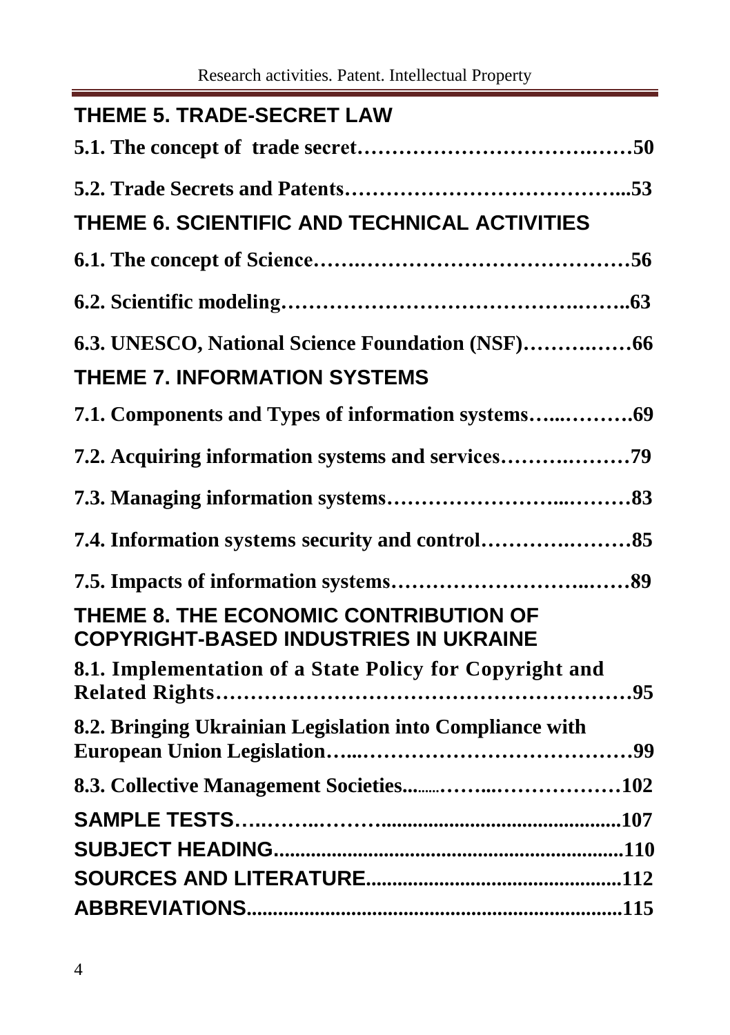**THEME 5. TRADE-SECRET LAW**

**5.1. The concept of trade secret……………………………….……50**

**5.2. Trade Secrets and Patents………………………………...53**

**THEME 6. SCIENTIFIC AND TECHNICAL ACTIVITIES**

**6.1. The concept of Science…….…………………………………56**

**6.2. Scientific modeling……………………………………….……..63**

**6.3. UNESCO, National Science Foundation (NSF)……….……66**

**THEME 7. INFORMATION SYSTEMS**

**7.1. Components and Types of information systems…...……….69**

**7.2. Acquiring information systems and services…….…….…79**

**7.3. Managing information systems…………………...………83**

**7.4. Information systems security and control……….………85**

**7.5. Impacts of information systems……………………..……89**

**THEME 8. THE ECONOMIC CONTRIBUTION OF COPYRIGHT-BASED INDUSTRIES IN UKRAINE**

**8.1. Implementation of a State Policy for Copyright and Related Rights……………………………………………………95**

**8.2. Bringing Ukrainian Legislation into Compliance with European Union Legislation…...…………………………………99**

**8.3. Collective Management Societies.........……...………………102**

**SAMPLE TESTS….……..………...........................................107**

**SUBJECT HEADING..................................................................110**

**SOURCES AND LITERATURE................................................112**

**ABBREVIATIONS......................................................................115**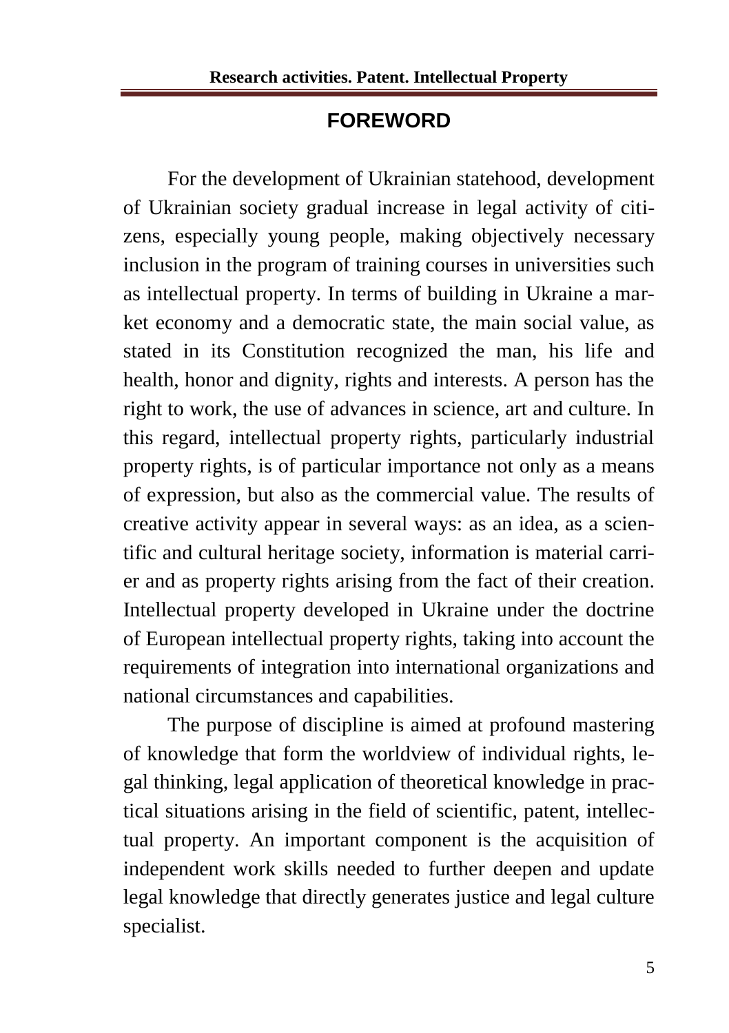# FOREWORD

For the development of Ukrainian statehood, development of Ukrainian society gradual increase in legal activity of citizens, especially young people, making objectively necessary inclusion in the program of training courses in universities such as intellectual property. In terms of building in Ukraine a market economy and a democratic state, the main social value, as stated in its Constitution recognized the man, his life and health, honor and dignity, rights and interests. A person has the right to work, the use of advances in science, art and culture. In this regard, intellectual property rights, particularly industrial property rights, is of particular importance not only as a means of expression, but also as the commercial value. The results of creative activity appear in several ways: as an idea, as a scientific and cultural heritage society, information is material carrier and as property rights arising from the fact of their creation. Intellectual property developed in Ukraine under the doctrine of European intellectual property rights, taking into account the requirements of integration into international organizations and national circumstances and capabilities.

The purpose of discipline is aimed at profound mastering of knowledge that form the worldview of individual rights, legal thinking, legal application of theoretical knowledge in practical situations arising in the field of scientific, patent, intellectual property. An important component is the acquisition of independent work skills needed to further deepen and update legal knowledge that directly generates justice and legal culture specialist.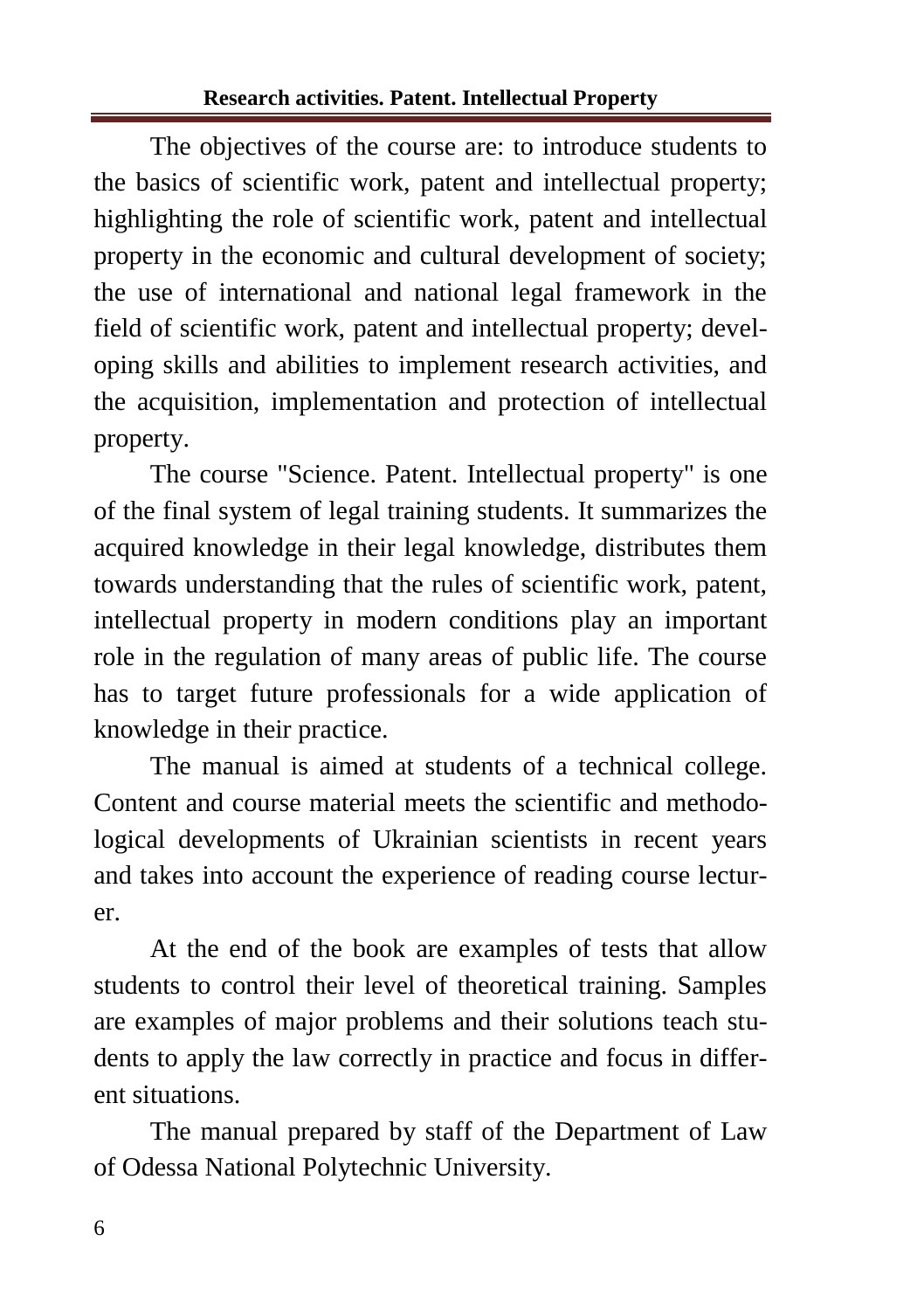The objectives of the course are: to introduce students to the basics of scientific work, patent and intellectual property; highlighting the role of scientific work, patent and intellectual property in the economic and cultural development of society; the use of international and national legal framework in the field of scientific work, patent and intellectual property; developing skills and abilities to implement research activities, and the acquisition, implementation and protection of intellectual property.

The course "Science. Patent. Intellectual property" is one of the final system of legal training students. It summarizes the acquired knowledge in their legal knowledge, distributes them towards understanding that the rules of scientific work, patent, intellectual property in modern conditions play an important role in the regulation of many areas of public life. The course has to target future professionals for a wide application of knowledge in their practice.

The manual is aimed at students of a technical college. Content and course material meets the scientific and methodological developments of Ukrainian scientists in recent years and takes into account the experience of reading course lecturer.

At the end of the book are examples of tests that allow students to control their level of theoretical training. Samples are examples of major problems and their solutions teach students to apply the law correctly in practice and focus in different situations.

The manual prepared by staff of the Department of Law of Odessa National Polytechnic University.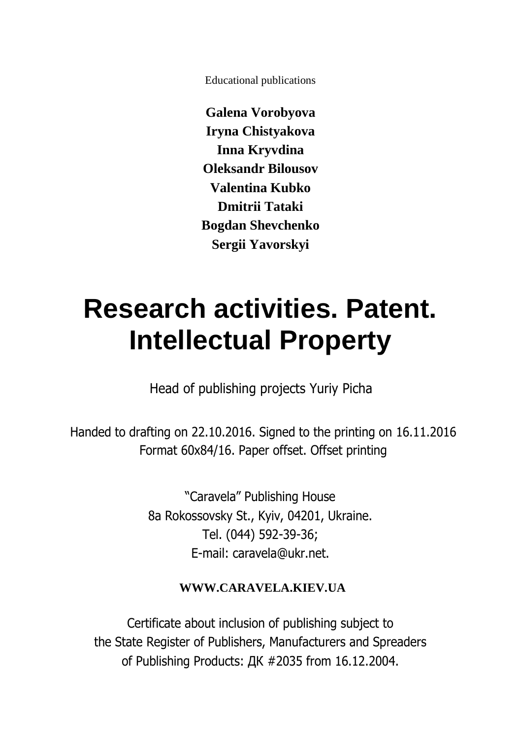Educational publications

**Galena Vorobyova**
**Iryna Chistyakova**
**Inna Kryvdina**
**Oleksandr Bilousov**
**Valentina Kubko**
**Dmitrii Tataki**
**Bogdan Shevchenko**
**Sergii Yavorskyi**

# Research activities. Patent. Intellectual Property

Head of publishing projects Yuriy Picha

Handed to drafting on 22.10.2016. Signed to the printing on 16.11.2016
Format 60x84/16. Paper offset. Offset printing

“Caravela” Publishing House
8a Rokossovsky St., Kyiv, 04201, Ukraine.
Tel. (044) 592-39-36;
E-mail: caravela@ukr.net.

**WWW.CARAVELA.KIEV.UA**

Certificate about inclusion of publishing subject to
the State Register of Publishers, Manufacturers and Spreaders
of Publishing Products: ДК #2035 from 16.12.2004.